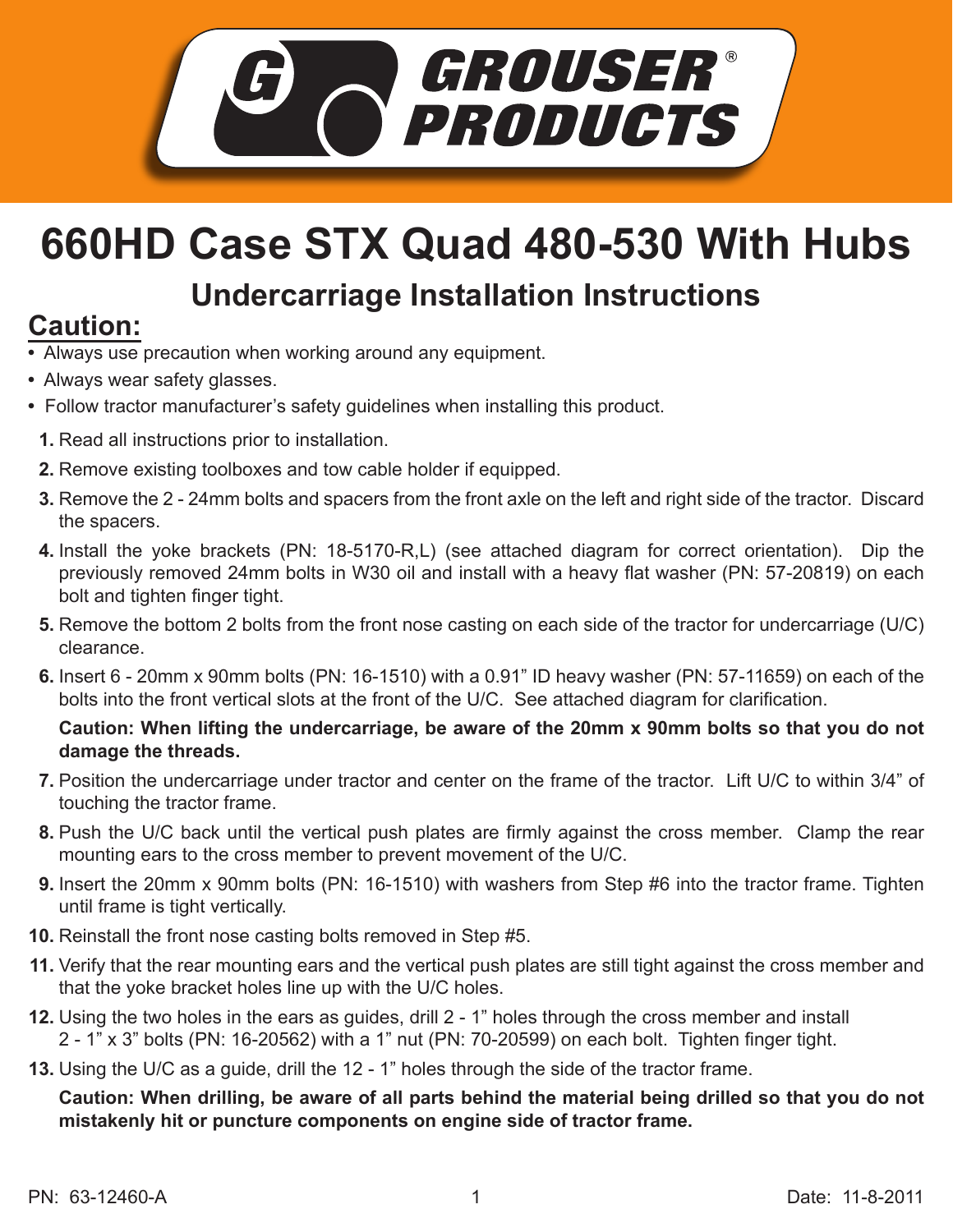GROUSER® PRODUCTS

# 660HD Case STX Quad 480-530 With Hubs

## Undercarriage Installation Instructions

## Caution:

- Always use precaution when working around any equipment.
- Always wear safety glasses.
- Follow tractor manufacturer's safety guidelines when installing this product.

1. Read all instructions prior to installation.
2. Remove existing toolboxes and tow cable holder if equipped.
3. Remove the 2 - 24mm bolts and spacers from the front axle on the left and right side of the tractor. Discard the spacers.
4. Install the yoke brackets (PN: 18-5170-R,L) (see attached diagram for correct orientation). Dip the previously removed 24mm bolts in W30 oil and install with a heavy flat washer (PN: 57-20819) on each bolt and tighten finger tight.
5. Remove the bottom 2 bolts from the front nose casting on each side of the tractor for undercarriage (U/C) clearance.
6. Insert 6 - 20mm x 90mm bolts (PN: 16-1510) with a 0.91" ID heavy washer (PN: 57-11659) on each of the bolts into the front vertical slots at the front of the U/C. See attached diagram for clarification.

   **Caution: When lifting the undercarriage, be aware of the 20mm x 90mm bolts so that you do not damage the threads.**

7. Position the undercarriage under tractor and center on the frame of the tractor. Lift U/C to within 3/4" of touching the tractor frame.
8. Push the U/C back until the vertical push plates are firmly against the cross member. Clamp the rear mounting ears to the cross member to prevent movement of the U/C.
9. Insert the 20mm x 90mm bolts (PN: 16-1510) with washers from Step #6 into the tractor frame. Tighten until frame is tight vertically.
10. Reinstall the front nose casting bolts removed in Step #5.
11. Verify that the rear mounting ears and the vertical push plates are still tight against the cross member and that the yoke bracket holes line up with the U/C holes.
12. Using the two holes in the ears as guides, drill 2 - 1" holes through the cross member and install 2 - 1" x 3" bolts (PN: 16-20562) with a 1" nut (PN: 70-20599) on each bolt. Tighten finger tight.
13. Using the U/C as a guide, drill the 12 - 1" holes through the side of the tractor frame.

    **Caution: When drilling, be aware of all parts behind the material being drilled so that you do not mistakenly hit or puncture components on engine side of tractor frame.**

PN: 63-12460-A Date: 11-8-2011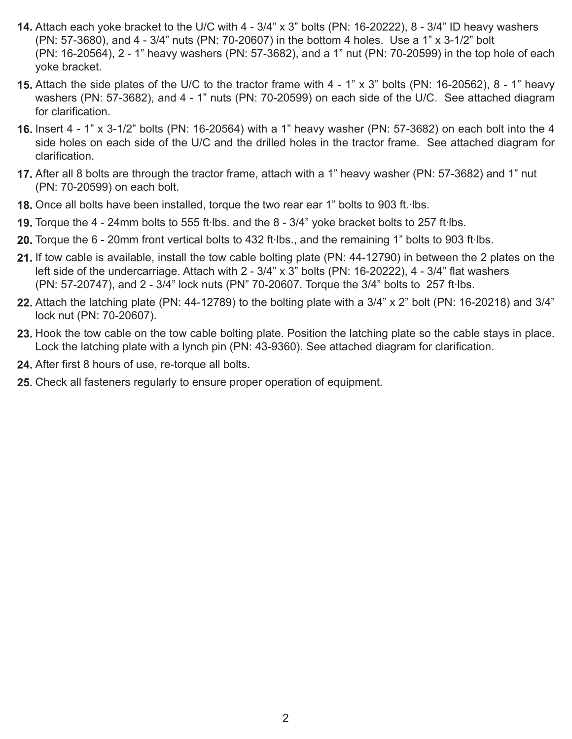14. Attach each yoke bracket to the U/C with 4 - 3/4” x 3” bolts (PN: 16-20222), 8 - 3/4” ID heavy washers (PN: 57-3680), and 4 - 3/4” nuts (PN: 70-20607) in the bottom 4 holes. Use a 1” x 3-1/2” bolt (PN: 16-20564), 2 - 1” heavy washers (PN: 57-3682), and a 1” nut (PN: 70-20599) in the top hole of each yoke bracket.
15. Attach the side plates of the U/C to the tractor frame with 4 - 1” x 3” bolts (PN: 16-20562), 8 - 1” heavy washers (PN: 57-3682), and 4 - 1” nuts (PN: 70-20599) on each side of the U/C. See attached diagram for clarification.
16. Insert 4 - 1” x 3-1/2” bolts (PN: 16-20564) with a 1” heavy washer (PN: 57-3682) on each bolt into the 4 side holes on each side of the U/C and the drilled holes in the tractor frame. See attached diagram for clarification.
17. After all 8 bolts are through the tractor frame, attach with a 1” heavy washer (PN: 57-3682) and 1” nut (PN: 70-20599) on each bolt.
18. Once all bolts have been installed, torque the two rear ear 1” bolts to 903 ft.·lbs.
19. Torque the 4 - 24mm bolts to 555 ft·lbs. and the 8 - 3/4” yoke bracket bolts to 257 ft·lbs.
20. Torque the 6 - 20mm front vertical bolts to 432 ft·lbs., and the remaining 1” bolts to 903 ft·lbs.
21. If tow cable is available, install the tow cable bolting plate (PN: 44-12790) in between the 2 plates on the left side of the undercarriage. Attach with 2 - 3/4” x 3” bolts (PN: 16-20222), 4 - 3/4” flat washers (PN: 57-20747), and 2 - 3/4” lock nuts (PN” 70-20607. Torque the 3/4” bolts to 257 ft·lbs.
22. Attach the latching plate (PN: 44-12789) to the bolting plate with a 3/4” x 2” bolt (PN: 16-20218) and 3/4” lock nut (PN: 70-20607).
23. Hook the tow cable on the tow cable bolting plate. Position the latching plate so the cable stays in place. Lock the latching plate with a lynch pin (PN: 43-9360). See attached diagram for clarification.
24. After first 8 hours of use, re-torque all bolts.
25. Check all fasteners regularly to ensure proper operation of equipment.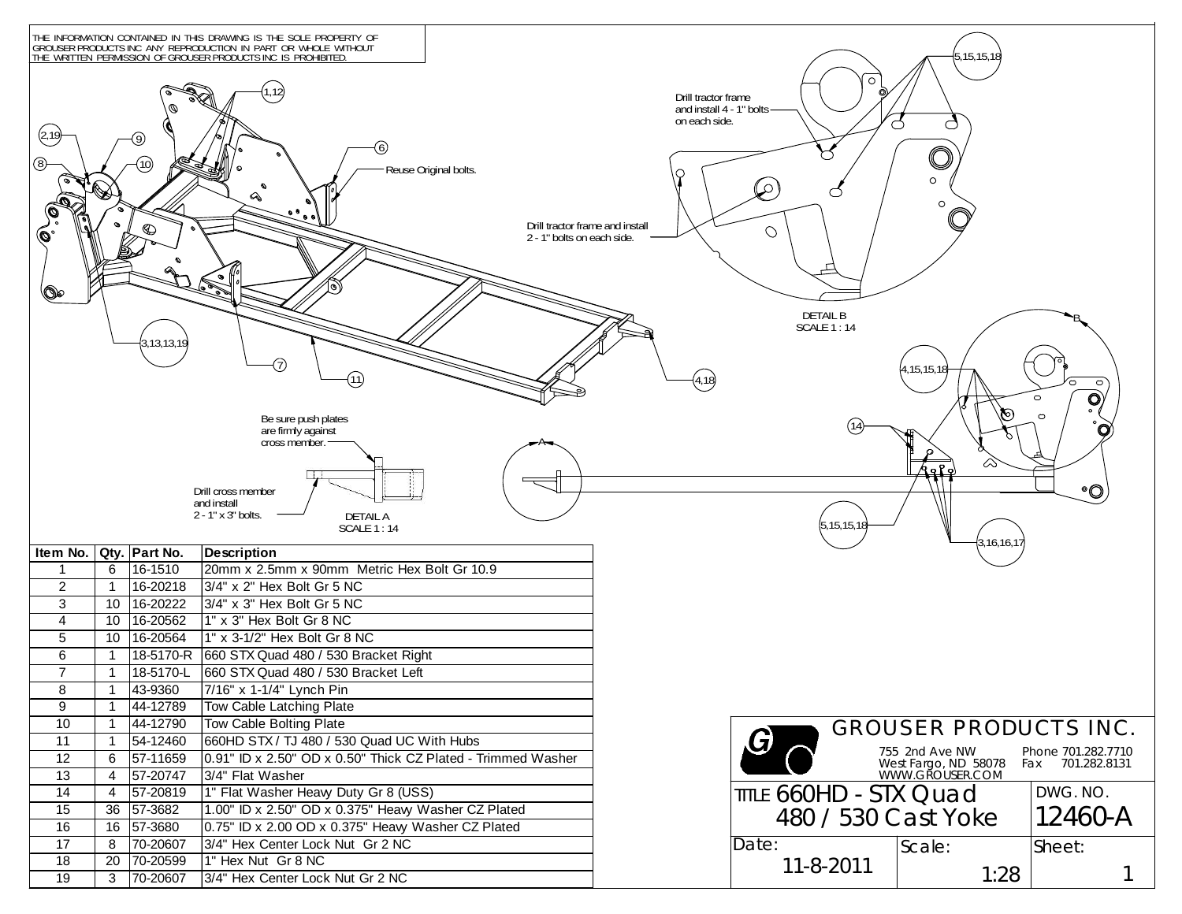THE INFORMATION CONTAINED IN THIS DRAWING IS THE SOLE PROPERTY OF GROUSER PRODUCTS INC ANY REPRODUCTION IN PART OR WHOLE WITHOUT THE WRITTEN PERMISSION OF GROUSER PRODUCTS INC IS PROHIBITED.

1,12

2,19

9

8

10

6

Reuse Original bolts.

3,13,13,19

7

11

4,18

Be sure push plates are firmly against cross member.

Drill cross member and install 2 - 1" x 3" bolts.

DETAIL A
SCALE 1 : 14

Drill tractor frame and install 4 - 1" bolts on each side.

Drill tractor frame and install 2 - 1" bolts on each side.

5,15,15,18

DETAIL B
SCALE 1 : 14

4,15,15,18

14

5,15,15,18

3,16,16,17

| Item No. | Qty. | Part No. | Description |
|---|---|---|---|
| 1 | 6 | 16-1510 | 20mm x 2.5mm x 90mm Metric Hex Bolt Gr 10.9 |
| 2 | 1 | 16-20218 | 3/4" x 2" Hex Bolt Gr 5 NC |
| 3 | 10 | 16-20222 | 3/4" x 3" Hex Bolt Gr 5 NC |
| 4 | 10 | 16-20562 | 1" x 3" Hex Bolt Gr 8 NC |
| 5 | 10 | 16-20564 | 1" x 3-1/2" Hex Bolt Gr 8 NC |
| 6 | 1 | 18-5170-R | 660 STX Quad 480 / 530 Bracket Right |
| 7 | 1 | 18-5170-L | 660 STX Quad 480 / 530 Bracket Left |
| 8 | 1 | 43-9360 | 7/16" x 1-1/4" Lynch Pin |
| 9 | 1 | 44-12789 | Tow Cable Latching Plate |
| 10 | 1 | 44-12790 | Tow Cable Bolting Plate |
| 11 | 1 | 54-12460 | 660HD STX / TJ 480 / 530 Quad UC With Hubs |
| 12 | 6 | 57-11659 | 0.91" ID x 2.50" OD x 0.50" Thick CZ Plated - Trimmed Washer |
| 13 | 4 | 57-20747 | 3/4" Flat Washer |
| 14 | 4 | 57-20819 | 1" Flat Washer Heavy Duty Gr 8 (USS) |
| 15 | 36 | 57-3682 | 1.00" ID x 2.50" OD x 0.375" Heavy Washer CZ Plated |
| 16 | 16 | 57-3680 | 0.75" ID x 2.00 OD x 0.375" Heavy Washer CZ Plated |
| 17 | 8 | 70-20607 | 3/4" Hex Center Lock Nut Gr 2 NC |
| 18 | 20 | 70-20599 | 1" Hex Nut Gr 8 NC |
| 19 | 3 | 70-20607 | 3/4" Hex Center Lock Nut Gr 2 NC |

GROUSER PRODUCTS INC.
755 2nd Ave NW
West Fargo, ND 58078
WWW.GROUSER.COM
Phone 701.282.7710
Fax 701.282.8131

TITLE 660HD - STX Quad 480 / 530 Cast Yoke

DWG. NO. 12460-A

Date: 11-8-2011

Scale: 1:28

Sheet: 1